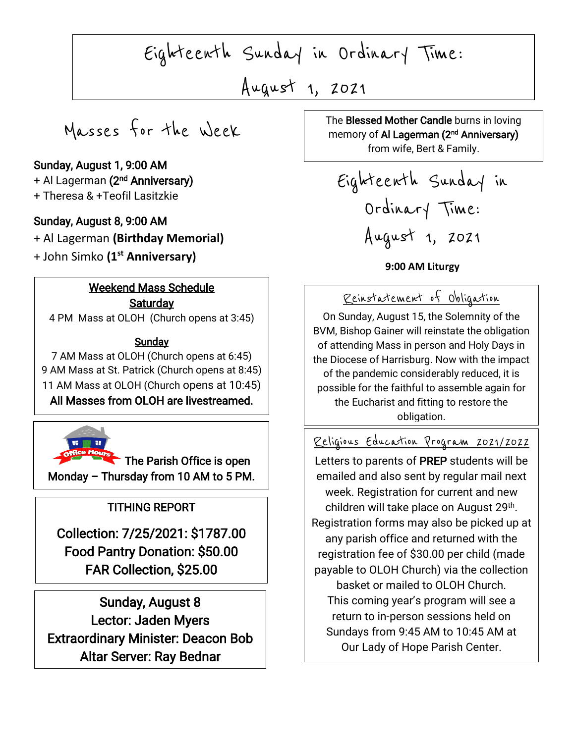# Eighteenth Sunday in Ordinary Time: August 1, 2021

## Masses for the Week

**Sunday, August 1, 9:00 AM**
+ Al Lagerman **(2nd Anniversary)**
+ Theresa & +Teofil Lasitzkie

**Sunday, August 8, 9:00 AM**
+ Al Lagerman **(Birthday Memorial)**
+ John Simko **(1st Anniversary)**

**Weekend Mass Schedule**

**Saturday**

4 PM Mass at OLOH (Church opens at 3:45)

**Sunday**

7 AM Mass at OLOH (Church opens at 6:45)
9 AM Mass at St. Patrick (Church opens at 8:45)
11 AM Mass at OLOH (Church opens at 10:45)
**All Masses from OLOH are livestreamed.**

Office Hours

The Parish Office is open Monday – Thursday from 10 AM to 5 PM.

**TITHING REPORT**

Collection: 7/25/2021: $1787.00
Food Pantry Donation: $50.00
FAR Collection, $25.00

**Sunday, August 8**
Lector: Jaden Myers
Extraordinary Minister: Deacon Bob
Altar Server: Ray Bednar

The **Blessed Mother Candle** burns in loving memory of **Al Lagerman (2nd Anniversary)** from wife, Bert & Family.

## Eighteenth Sunday in Ordinary Time: August 1, 2021

**9:00 AM Liturgy**

### Reinstatement of Obligation

On Sunday, August 15, the Solemnity of the BVM, Bishop Gainer will reinstate the obligation of attending Mass in person and Holy Days in the Diocese of Harrisburg. Now with the impact of the pandemic considerably reduced, it is possible for the faithful to assemble again for the Eucharist and fitting to restore the obligation.

### Religious Education Program 2021/2022

Letters to parents of PREP students will be emailed and also sent by regular mail next week. Registration for current and new children will take place on August 29th. Registration forms may also be picked up at any parish office and returned with the registration fee of $30.00 per child (made payable to OLOH Church) via the collection basket or mailed to OLOH Church. This coming year's program will see a return to in-person sessions held on Sundays from 9:45 AM to 10:45 AM at Our Lady of Hope Parish Center.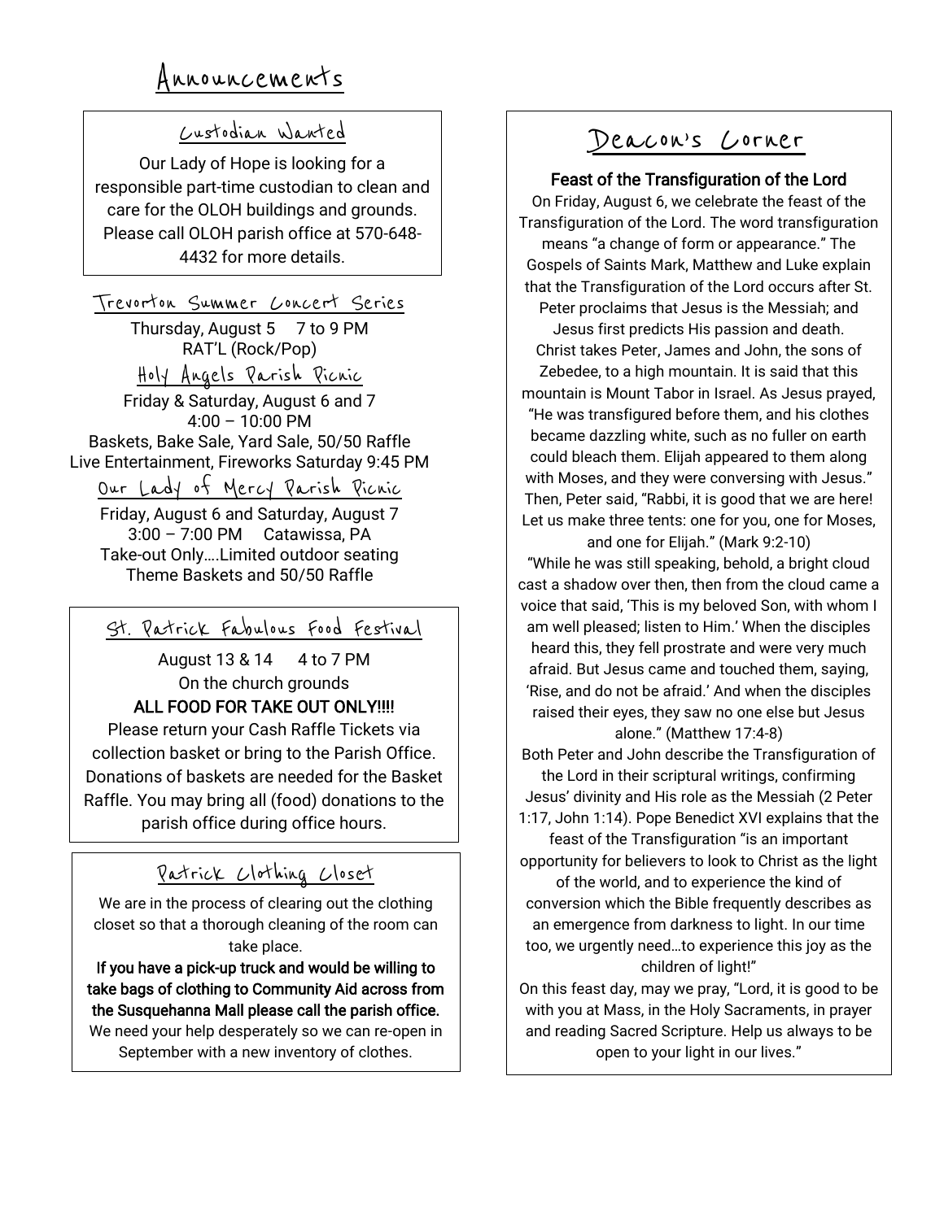# Announcements

## Custodian Wanted

Our Lady of Hope is looking for a responsible part-time custodian to clean and care for the OLOH buildings and grounds. Please call OLOH parish office at 570-648-4432 for more details.

## Trevorton Summer Concert Series

Thursday, August 5     7 to 9 PM
RAT'L (Rock/Pop)

## Holy Angels Parish Picnic

Friday & Saturday, August 6 and 7
4:00 – 10:00 PM
Baskets, Bake Sale, Yard Sale, 50/50 Raffle
Live Entertainment, Fireworks Saturday 9:45 PM

## Our Lady of Mercy Parish Picnic

Friday, August 6 and Saturday, August 7
3:00 – 7:00 PM     Catawissa, PA
Take-out Only….Limited outdoor seating
Theme Baskets and 50/50 Raffle

## St. Patrick Fabulous Food Festival

August 13 & 14     4 to 7 PM
On the church grounds
**ALL FOOD FOR TAKE OUT ONLY!!!!**
Please return your Cash Raffle Tickets via collection basket or bring to the Parish Office. Donations of baskets are needed for the Basket Raffle. You may bring all (food) donations to the parish office during office hours.

## Patrick Clothing Closet

We are in the process of clearing out the clothing closet so that a thorough cleaning of the room can take place.

**If you have a pick-up truck and would be willing to take bags of clothing to Community Aid across from the Susquehanna Mall please call the parish office.**
We need your help desperately so we can re-open in September with a new inventory of clothes.

# Deacon's Corner

### Feast of the Transfiguration of the Lord

On Friday, August 6, we celebrate the feast of the Transfiguration of the Lord. The word transfiguration means "a change of form or appearance." The Gospels of Saints Mark, Matthew and Luke explain that the Transfiguration of the Lord occurs after St. Peter proclaims that Jesus is the Messiah; and Jesus first predicts His passion and death. Christ takes Peter, James and John, the sons of Zebedee, to a high mountain. It is said that this mountain is Mount Tabor in Israel. As Jesus prayed, "He was transfigured before them, and his clothes became dazzling white, such as no fuller on earth could bleach them. Elijah appeared to them along with Moses, and they were conversing with Jesus." Then, Peter said, "Rabbi, it is good that we are here! Let us make three tents: one for you, one for Moses, and one for Elijah." (Mark 9:2-10)

"While he was still speaking, behold, a bright cloud cast a shadow over then, then from the cloud came a voice that said, 'This is my beloved Son, with whom I am well pleased; listen to Him.' When the disciples heard this, they fell prostrate and were very much afraid. But Jesus came and touched them, saying, 'Rise, and do not be afraid.' And when the disciples raised their eyes, they saw no one else but Jesus alone." (Matthew 17:4-8)

Both Peter and John describe the Transfiguration of the Lord in their scriptural writings, confirming Jesus' divinity and His role as the Messiah (2 Peter 1:17, John 1:14). Pope Benedict XVI explains that the feast of the Transfiguration "is an important opportunity for believers to look to Christ as the light of the world, and to experience the kind of conversion which the Bible frequently describes as an emergence from darkness to light. In our time too, we urgently need…to experience this joy as the children of light!"

On this feast day, may we pray, "Lord, it is good to be with you at Mass, in the Holy Sacraments, in prayer and reading Sacred Scripture. Help us always to be open to your light in our lives."